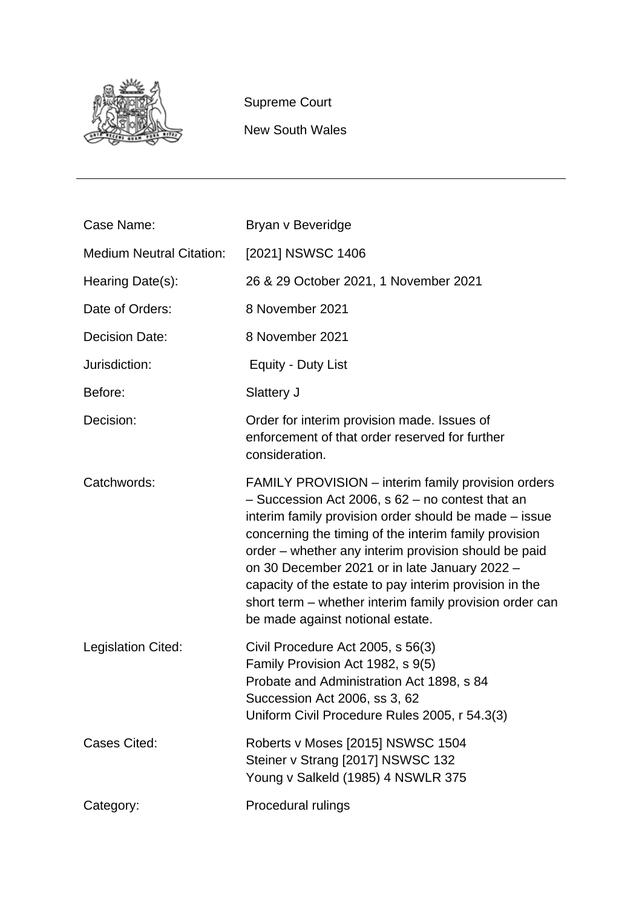Supreme Court

New South Wales

---

| | |
|---|---|
| Case Name: | Bryan v Beveridge |
| Medium Neutral Citation: | [2021] NSWSC 1406 |
| Hearing Date(s): | 26 & 29 October 2021, 1 November 2021 |
| Date of Orders: | 8 November 2021 |
| Decision Date: | 8 November 2021 |
| Jurisdiction: | Equity - Duty List |
| Before: | Slattery J |
| Decision: | Order for interim provision made. Issues of enforcement of that order reserved for further consideration. |
| Catchwords: | FAMILY PROVISION – interim family provision orders – Succession Act 2006, s 62 – no contest that an interim family provision order should be made – issue concerning the timing of the interim family provision order – whether any interim provision should be paid on 30 December 2021 or in late January 2022 – capacity of the estate to pay interim provision in the short term – whether interim family provision order can be made against notional estate. |
| Legislation Cited: | Civil Procedure Act 2005, s 56(3)<br>Family Provision Act 1982, s 9(5)<br>Probate and Administration Act 1898, s 84<br>Succession Act 2006, ss 3, 62<br>Uniform Civil Procedure Rules 2005, r 54.3(3) |
| Cases Cited: | Roberts v Moses [2015] NSWSC 1504<br>Steiner v Strang [2017] NSWSC 132<br>Young v Salkeld (1985) 4 NSWLR 375 |
| Category: | Procedural rulings |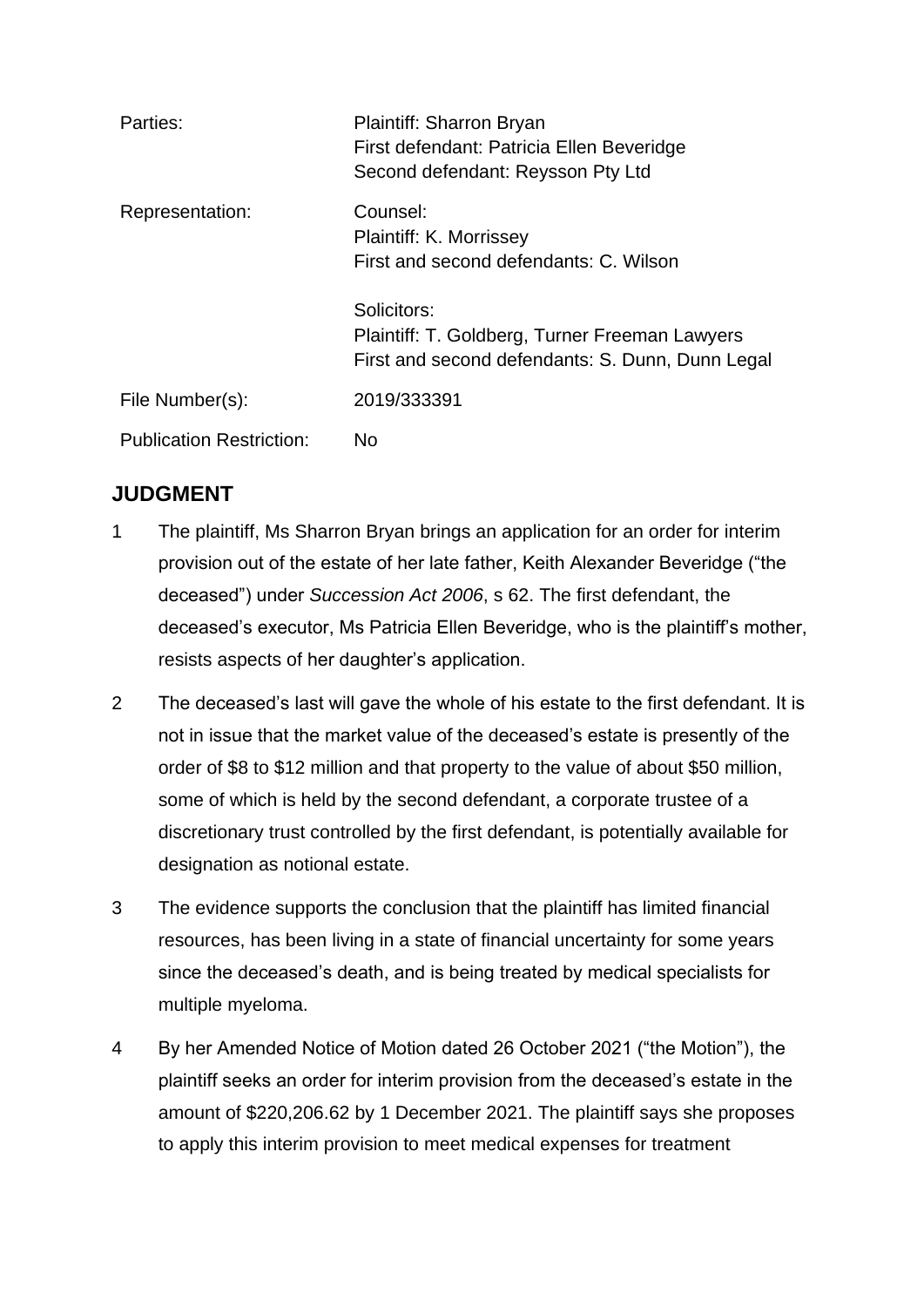| | |
|---|---|
| Parties: | Plaintiff: Sharron Bryan<br>First defendant: Patricia Ellen Beveridge<br>Second defendant: Reysson Pty Ltd |
| Representation: | Counsel:<br>Plaintiff: K. Morrissey<br>First and second defendants: C. Wilson<br><br>Solicitors:<br>Plaintiff: T. Goldberg, Turner Freeman Lawyers<br>First and second defendants: S. Dunn, Dunn Legal |
| File Number(s): | 2019/333391 |
| Publication Restriction: | No |

## JUDGMENT

1 The plaintiff, Ms Sharron Bryan brings an application for an order for interim provision out of the estate of her late father, Keith Alexander Beveridge ("the deceased") under *Succession Act 2006*, s 62. The first defendant, the deceased's executor, Ms Patricia Ellen Beveridge, who is the plaintiff's mother, resists aspects of her daughter's application.

2 The deceased's last will gave the whole of his estate to the first defendant. It is not in issue that the market value of the deceased's estate is presently of the order of $8 to $12 million and that property to the value of about $50 million, some of which is held by the second defendant, a corporate trustee of a discretionary trust controlled by the first defendant, is potentially available for designation as notional estate.

3 The evidence supports the conclusion that the plaintiff has limited financial resources, has been living in a state of financial uncertainty for some years since the deceased's death, and is being treated by medical specialists for multiple myeloma.

4 By her Amended Notice of Motion dated 26 October 2021 ("the Motion"), the plaintiff seeks an order for interim provision from the deceased's estate in the amount of $220,206.62 by 1 December 2021. The plaintiff says she proposes to apply this interim provision to meet medical expenses for treatment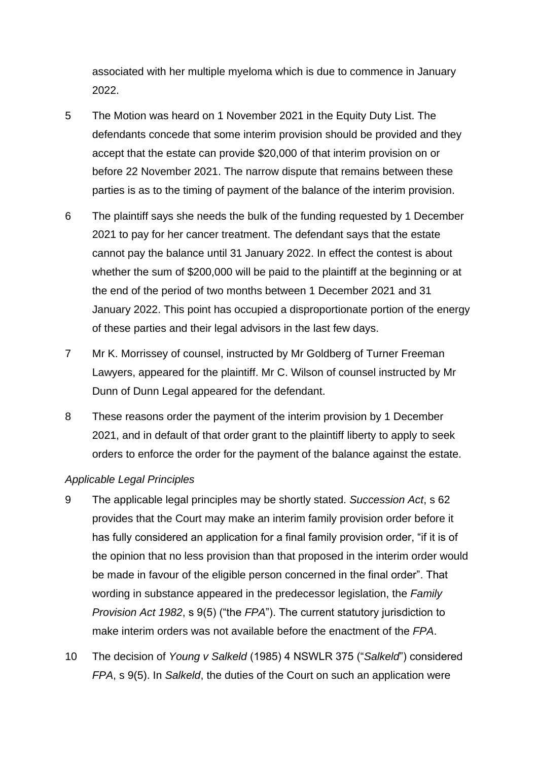associated with her multiple myeloma which is due to commence in January 2022.

5 The Motion was heard on 1 November 2021 in the Equity Duty List. The defendants concede that some interim provision should be provided and they accept that the estate can provide $20,000 of that interim provision on or before 22 November 2021. The narrow dispute that remains between these parties is as to the timing of payment of the balance of the interim provision.

6 The plaintiff says she needs the bulk of the funding requested by 1 December 2021 to pay for her cancer treatment. The defendant says that the estate cannot pay the balance until 31 January 2022. In effect the contest is about whether the sum of $200,000 will be paid to the plaintiff at the beginning or at the end of the period of two months between 1 December 2021 and 31 January 2022. This point has occupied a disproportionate portion of the energy of these parties and their legal advisors in the last few days.

7 Mr K. Morrissey of counsel, instructed by Mr Goldberg of Turner Freeman Lawyers, appeared for the plaintiff. Mr C. Wilson of counsel instructed by Mr Dunn of Dunn Legal appeared for the defendant.

8 These reasons order the payment of the interim provision by 1 December 2021, and in default of that order grant to the plaintiff liberty to apply to seek orders to enforce the order for the payment of the balance against the estate.

*Applicable Legal Principles*

9 The applicable legal principles may be shortly stated. *Succession Act*, s 62 provides that the Court may make an interim family provision order before it has fully considered an application for a final family provision order, "if it is of the opinion that no less provision than that proposed in the interim order would be made in favour of the eligible person concerned in the final order". That wording in substance appeared in the predecessor legislation, the *Family Provision Act 1982*, s 9(5) ("the *FPA*"). The current statutory jurisdiction to make interim orders was not available before the enactment of the *FPA*.

10 The decision of *Young v Salkeld* (1985) 4 NSWLR 375 ("*Salkeld*") considered *FPA*, s 9(5). In *Salkeld*, the duties of the Court on such an application were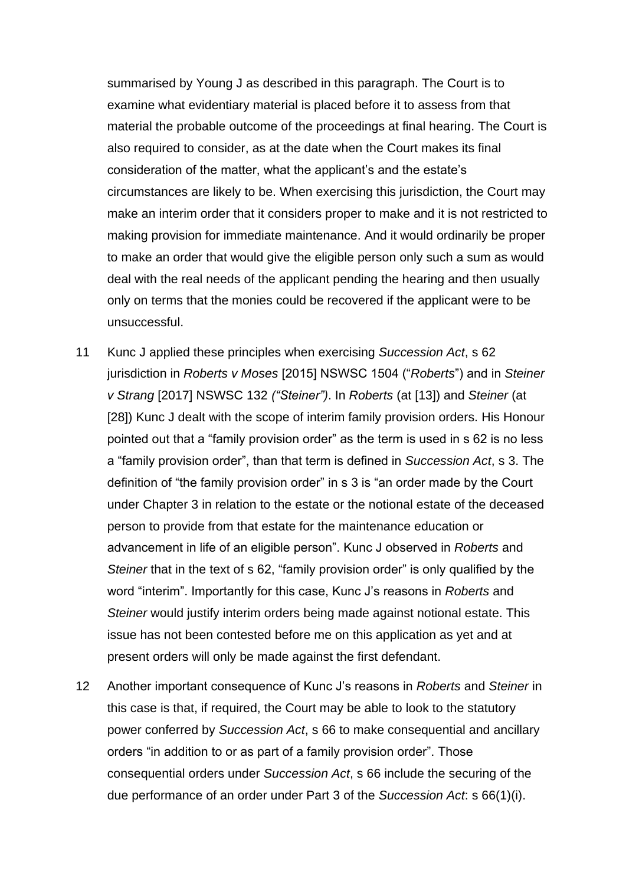summarised by Young J as described in this paragraph. The Court is to examine what evidentiary material is placed before it to assess from that material the probable outcome of the proceedings at final hearing. The Court is also required to consider, as at the date when the Court makes its final consideration of the matter, what the applicant's and the estate's circumstances are likely to be. When exercising this jurisdiction, the Court may make an interim order that it considers proper to make and it is not restricted to making provision for immediate maintenance. And it would ordinarily be proper to make an order that would give the eligible person only such a sum as would deal with the real needs of the applicant pending the hearing and then usually only on terms that the monies could be recovered if the applicant were to be unsuccessful.

11 Kunc J applied these principles when exercising *Succession Act*, s 62 jurisdiction in *Roberts v Moses* [2015] NSWSC 1504 ("*Roberts*") and in *Steiner v Strang* [2017] NSWSC 132 *("Steiner")*. In *Roberts* (at [13]) and *Steiner* (at [28]) Kunc J dealt with the scope of interim family provision orders. His Honour pointed out that a "family provision order" as the term is used in s 62 is no less a "family provision order", than that term is defined in *Succession Act*, s 3. The definition of "the family provision order" in s 3 is "an order made by the Court under Chapter 3 in relation to the estate or the notional estate of the deceased person to provide from that estate for the maintenance education or advancement in life of an eligible person". Kunc J observed in *Roberts* and *Steiner* that in the text of s 62, "family provision order" is only qualified by the word "interim". Importantly for this case, Kunc J's reasons in *Roberts* and *Steiner* would justify interim orders being made against notional estate. This issue has not been contested before me on this application as yet and at present orders will only be made against the first defendant.

12 Another important consequence of Kunc J's reasons in *Roberts* and *Steiner* in this case is that, if required, the Court may be able to look to the statutory power conferred by *Succession Act*, s 66 to make consequential and ancillary orders "in addition to or as part of a family provision order". Those consequential orders under *Succession Act*, s 66 include the securing of the due performance of an order under Part 3 of the *Succession Act*: s 66(1)(i).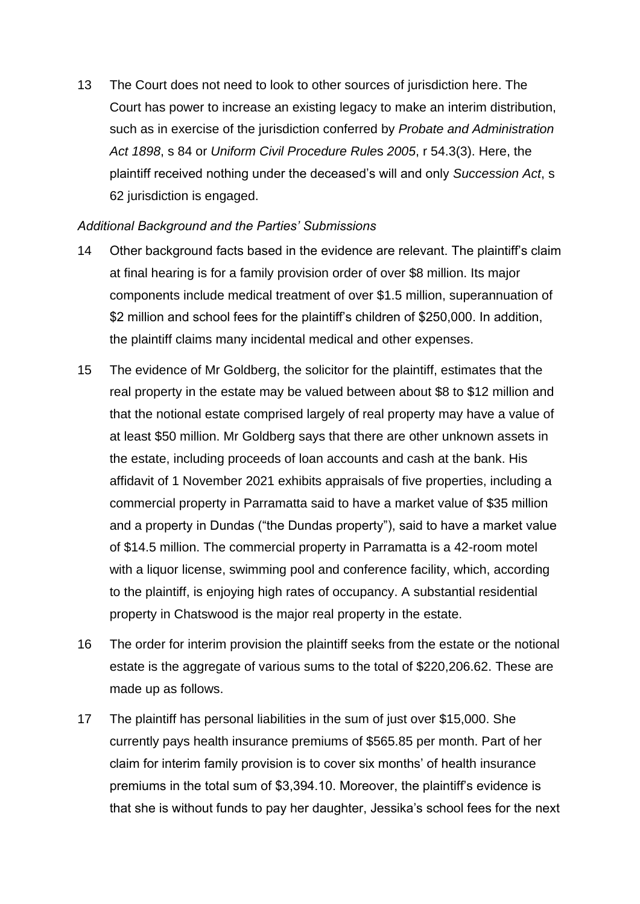13 The Court does not need to look to other sources of jurisdiction here. The Court has power to increase an existing legacy to make an interim distribution, such as in exercise of the jurisdiction conferred by *Probate and Administration Act 1898*, s 84 or *Uniform Civil Procedure Rules 2005*, r 54.3(3). Here, the plaintiff received nothing under the deceased's will and only *Succession Act*, s 62 jurisdiction is engaged.

*Additional Background and the Parties' Submissions*

14 Other background facts based in the evidence are relevant. The plaintiff's claim at final hearing is for a family provision order of over $8 million. Its major components include medical treatment of over $1.5 million, superannuation of $2 million and school fees for the plaintiff's children of $250,000. In addition, the plaintiff claims many incidental medical and other expenses.

15 The evidence of Mr Goldberg, the solicitor for the plaintiff, estimates that the real property in the estate may be valued between about $8 to $12 million and that the notional estate comprised largely of real property may have a value of at least $50 million. Mr Goldberg says that there are other unknown assets in the estate, including proceeds of loan accounts and cash at the bank. His affidavit of 1 November 2021 exhibits appraisals of five properties, including a commercial property in Parramatta said to have a market value of $35 million and a property in Dundas ("the Dundas property"), said to have a market value of $14.5 million. The commercial property in Parramatta is a 42-room motel with a liquor license, swimming pool and conference facility, which, according to the plaintiff, is enjoying high rates of occupancy. A substantial residential property in Chatswood is the major real property in the estate.

16 The order for interim provision the plaintiff seeks from the estate or the notional estate is the aggregate of various sums to the total of $220,206.62. These are made up as follows.

17 The plaintiff has personal liabilities in the sum of just over $15,000. She currently pays health insurance premiums of $565.85 per month. Part of her claim for interim family provision is to cover six months' of health insurance premiums in the total sum of $3,394.10. Moreover, the plaintiff's evidence is that she is without funds to pay her daughter, Jessika's school fees for the next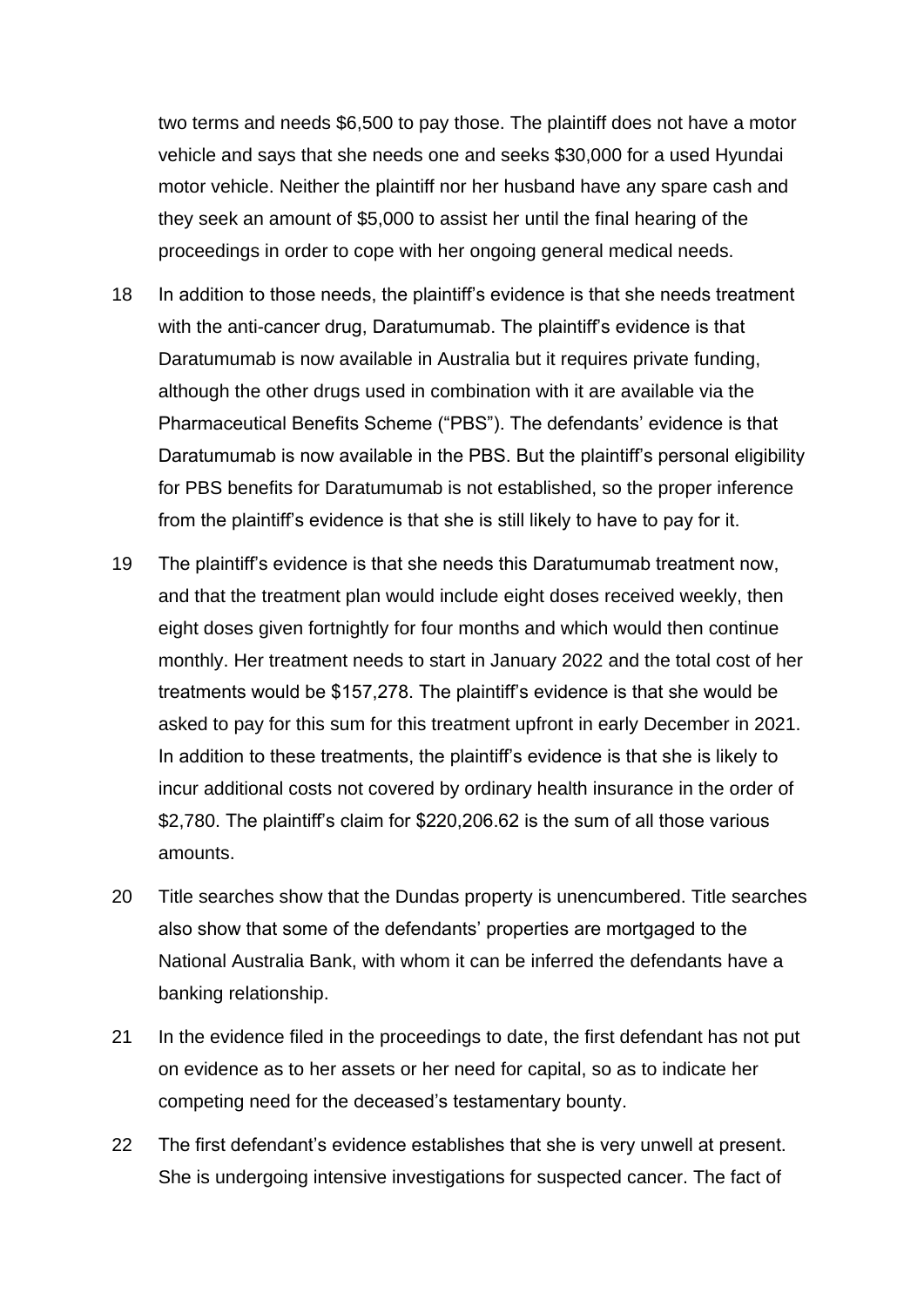two terms and needs $6,500 to pay those. The plaintiff does not have a motor vehicle and says that she needs one and seeks $30,000 for a used Hyundai motor vehicle. Neither the plaintiff nor her husband have any spare cash and they seek an amount of $5,000 to assist her until the final hearing of the proceedings in order to cope with her ongoing general medical needs.

18 In addition to those needs, the plaintiff's evidence is that she needs treatment with the anti-cancer drug, Daratumumab. The plaintiff's evidence is that Daratumumab is now available in Australia but it requires private funding, although the other drugs used in combination with it are available via the Pharmaceutical Benefits Scheme ("PBS"). The defendants' evidence is that Daratumumab is now available in the PBS. But the plaintiff's personal eligibility for PBS benefits for Daratumumab is not established, so the proper inference from the plaintiff's evidence is that she is still likely to have to pay for it.

19 The plaintiff's evidence is that she needs this Daratumumab treatment now, and that the treatment plan would include eight doses received weekly, then eight doses given fortnightly for four months and which would then continue monthly. Her treatment needs to start in January 2022 and the total cost of her treatments would be $157,278. The plaintiff's evidence is that she would be asked to pay for this sum for this treatment upfront in early December in 2021. In addition to these treatments, the plaintiff's evidence is that she is likely to incur additional costs not covered by ordinary health insurance in the order of $2,780. The plaintiff's claim for $220,206.62 is the sum of all those various amounts.

20 Title searches show that the Dundas property is unencumbered. Title searches also show that some of the defendants' properties are mortgaged to the National Australia Bank, with whom it can be inferred the defendants have a banking relationship.

21 In the evidence filed in the proceedings to date, the first defendant has not put on evidence as to her assets or her need for capital, so as to indicate her competing need for the deceased's testamentary bounty.

22 The first defendant's evidence establishes that she is very unwell at present. She is undergoing intensive investigations for suspected cancer. The fact of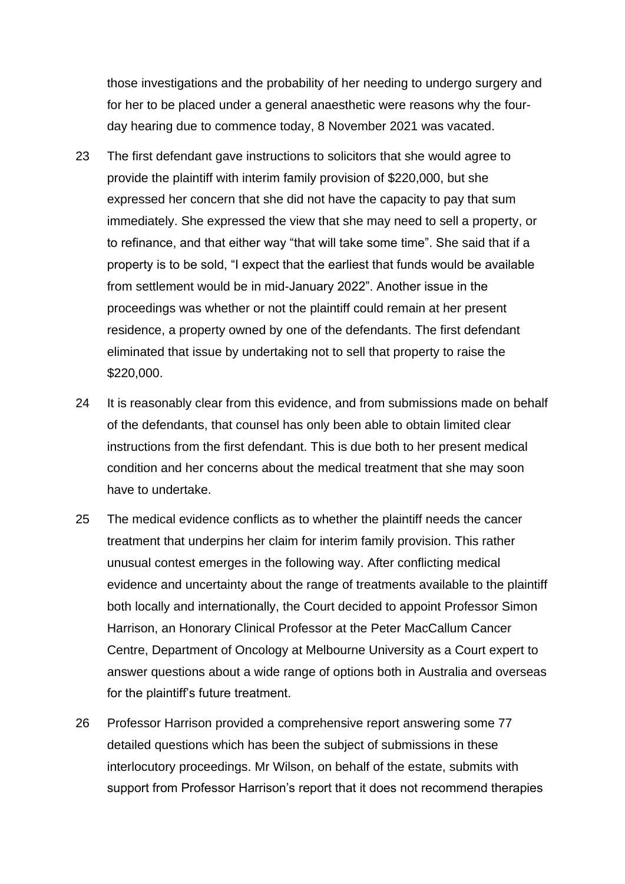those investigations and the probability of her needing to undergo surgery and for her to be placed under a general anaesthetic were reasons why the four-day hearing due to commence today, 8 November 2021 was vacated.

23 The first defendant gave instructions to solicitors that she would agree to provide the plaintiff with interim family provision of $220,000, but she expressed her concern that she did not have the capacity to pay that sum immediately. She expressed the view that she may need to sell a property, or to refinance, and that either way "that will take some time". She said that if a property is to be sold, "I expect that the earliest that funds would be available from settlement would be in mid-January 2022". Another issue in the proceedings was whether or not the plaintiff could remain at her present residence, a property owned by one of the defendants. The first defendant eliminated that issue by undertaking not to sell that property to raise the $220,000.

24 It is reasonably clear from this evidence, and from submissions made on behalf of the defendants, that counsel has only been able to obtain limited clear instructions from the first defendant. This is due both to her present medical condition and her concerns about the medical treatment that she may soon have to undertake.

25 The medical evidence conflicts as to whether the plaintiff needs the cancer treatment that underpins her claim for interim family provision. This rather unusual contest emerges in the following way. After conflicting medical evidence and uncertainty about the range of treatments available to the plaintiff both locally and internationally, the Court decided to appoint Professor Simon Harrison, an Honorary Clinical Professor at the Peter MacCallum Cancer Centre, Department of Oncology at Melbourne University as a Court expert to answer questions about a wide range of options both in Australia and overseas for the plaintiff's future treatment.

26 Professor Harrison provided a comprehensive report answering some 77 detailed questions which has been the subject of submissions in these interlocutory proceedings. Mr Wilson, on behalf of the estate, submits with support from Professor Harrison's report that it does not recommend therapies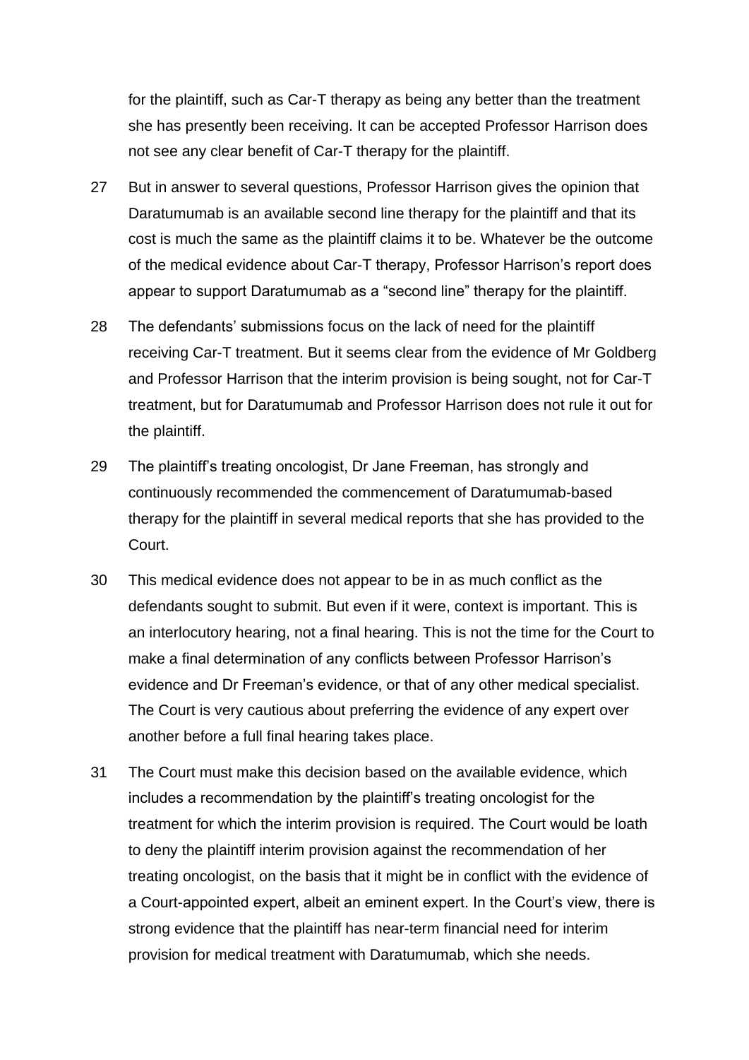for the plaintiff, such as Car-T therapy as being any better than the treatment she has presently been receiving. It can be accepted Professor Harrison does not see any clear benefit of Car-T therapy for the plaintiff.

27 But in answer to several questions, Professor Harrison gives the opinion that Daratumumab is an available second line therapy for the plaintiff and that its cost is much the same as the plaintiff claims it to be. Whatever be the outcome of the medical evidence about Car-T therapy, Professor Harrison's report does appear to support Daratumumab as a "second line" therapy for the plaintiff.

28 The defendants' submissions focus on the lack of need for the plaintiff receiving Car-T treatment. But it seems clear from the evidence of Mr Goldberg and Professor Harrison that the interim provision is being sought, not for Car-T treatment, but for Daratumumab and Professor Harrison does not rule it out for the plaintiff.

29 The plaintiff's treating oncologist, Dr Jane Freeman, has strongly and continuously recommended the commencement of Daratumumab-based therapy for the plaintiff in several medical reports that she has provided to the Court.

30 This medical evidence does not appear to be in as much conflict as the defendants sought to submit. But even if it were, context is important. This is an interlocutory hearing, not a final hearing. This is not the time for the Court to make a final determination of any conflicts between Professor Harrison's evidence and Dr Freeman's evidence, or that of any other medical specialist. The Court is very cautious about preferring the evidence of any expert over another before a full final hearing takes place.

31 The Court must make this decision based on the available evidence, which includes a recommendation by the plaintiff's treating oncologist for the treatment for which the interim provision is required. The Court would be loath to deny the plaintiff interim provision against the recommendation of her treating oncologist, on the basis that it might be in conflict with the evidence of a Court-appointed expert, albeit an eminent expert. In the Court's view, there is strong evidence that the plaintiff has near-term financial need for interim provision for medical treatment with Daratumumab, which she needs.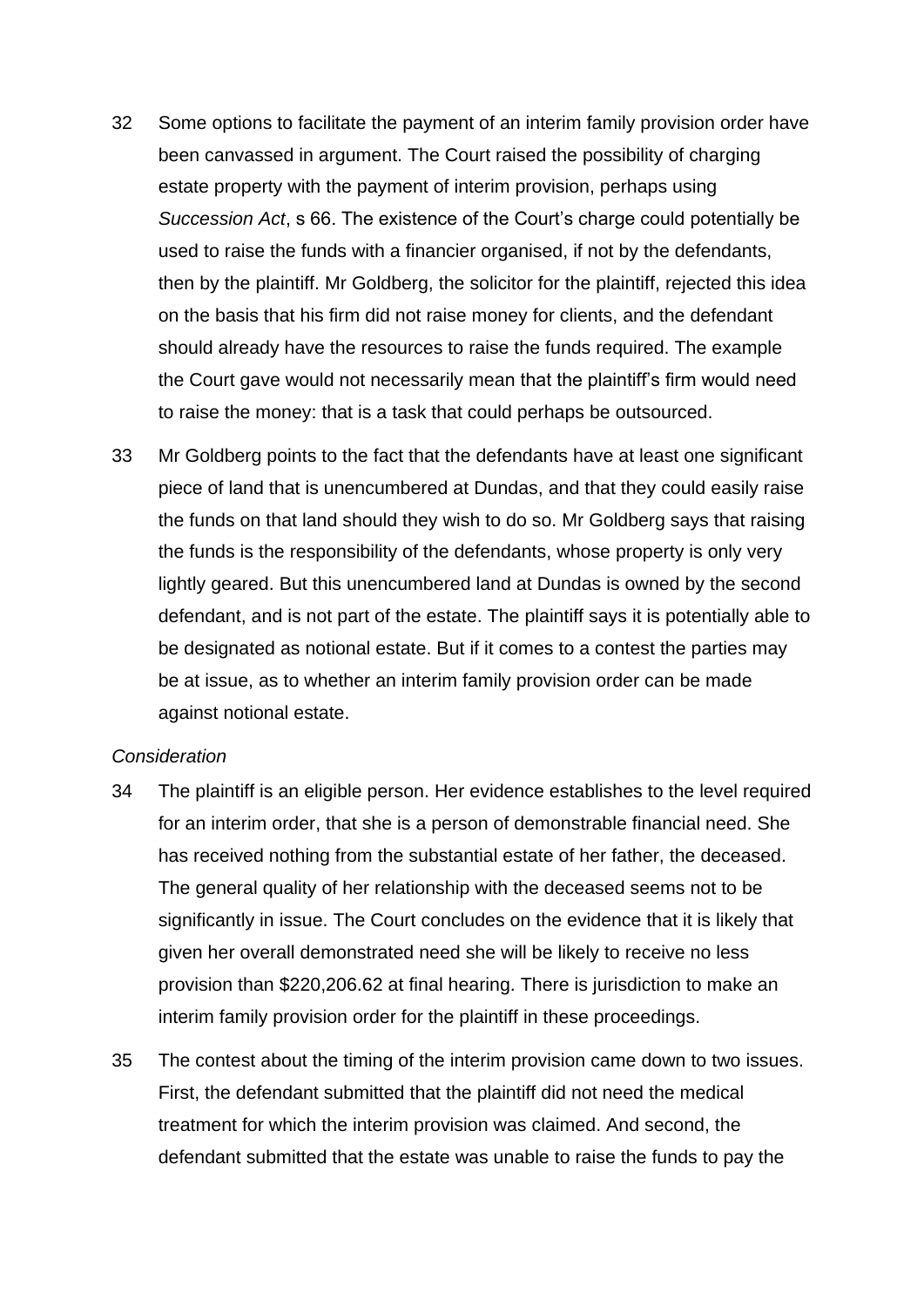32 Some options to facilitate the payment of an interim family provision order have been canvassed in argument. The Court raised the possibility of charging estate property with the payment of interim provision, perhaps using *Succession Act*, s 66. The existence of the Court's charge could potentially be used to raise the funds with a financier organised, if not by the defendants, then by the plaintiff. Mr Goldberg, the solicitor for the plaintiff, rejected this idea on the basis that his firm did not raise money for clients, and the defendant should already have the resources to raise the funds required. The example the Court gave would not necessarily mean that the plaintiff's firm would need to raise the money: that is a task that could perhaps be outsourced.

33 Mr Goldberg points to the fact that the defendants have at least one significant piece of land that is unencumbered at Dundas, and that they could easily raise the funds on that land should they wish to do so. Mr Goldberg says that raising the funds is the responsibility of the defendants, whose property is only very lightly geared. But this unencumbered land at Dundas is owned by the second defendant, and is not part of the estate. The plaintiff says it is potentially able to be designated as notional estate. But if it comes to a contest the parties may be at issue, as to whether an interim family provision order can be made against notional estate.

*Consideration*

34 The plaintiff is an eligible person. Her evidence establishes to the level required for an interim order, that she is a person of demonstrable financial need. She has received nothing from the substantial estate of her father, the deceased. The general quality of her relationship with the deceased seems not to be significantly in issue. The Court concludes on the evidence that it is likely that given her overall demonstrated need she will be likely to receive no less provision than $220,206.62 at final hearing. There is jurisdiction to make an interim family provision order for the plaintiff in these proceedings.

35 The contest about the timing of the interim provision came down to two issues. First, the defendant submitted that the plaintiff did not need the medical treatment for which the interim provision was claimed. And second, the defendant submitted that the estate was unable to raise the funds to pay the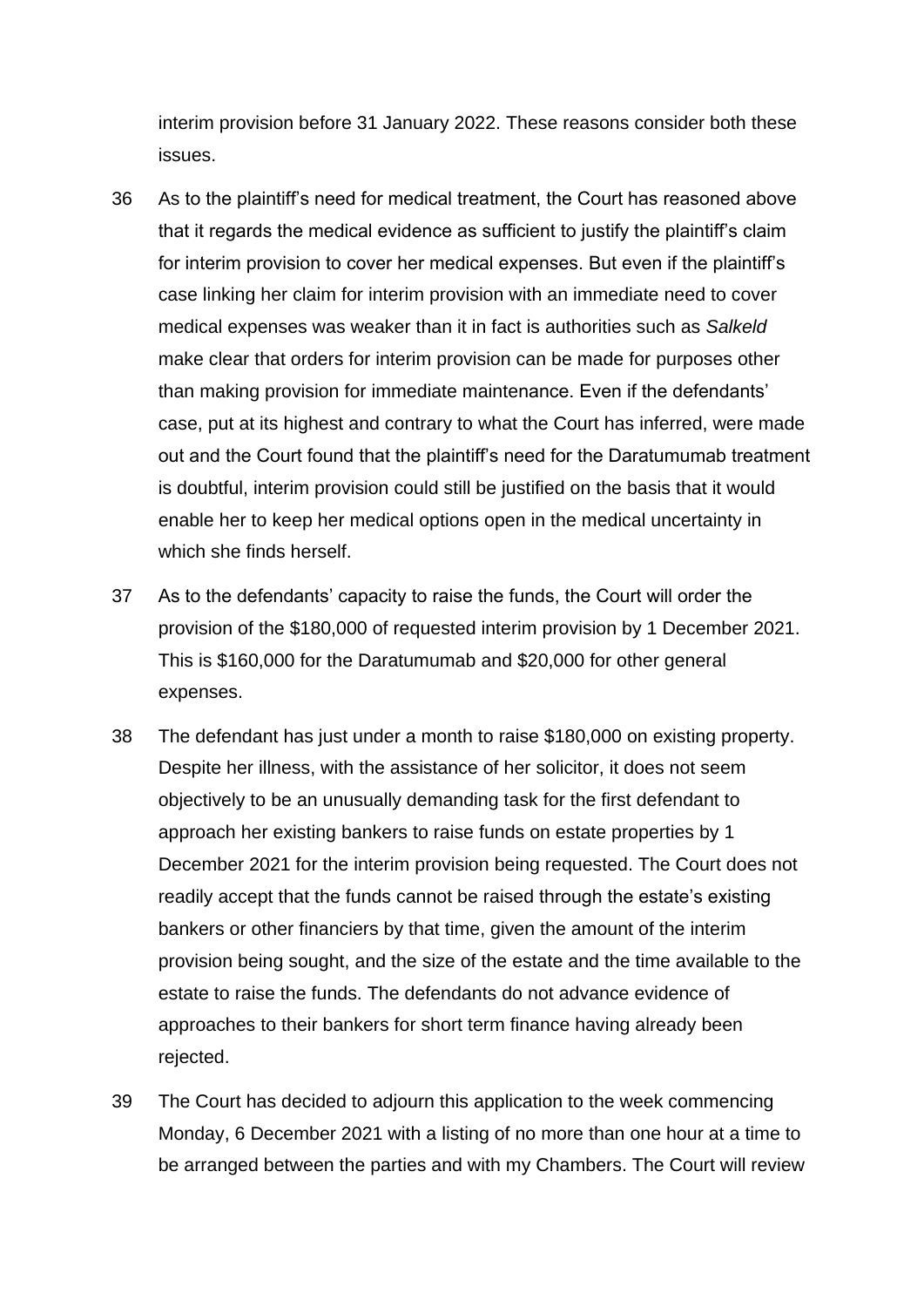interim provision before 31 January 2022. These reasons consider both these issues.

36 As to the plaintiff's need for medical treatment, the Court has reasoned above that it regards the medical evidence as sufficient to justify the plaintiff's claim for interim provision to cover her medical expenses. But even if the plaintiff's case linking her claim for interim provision with an immediate need to cover medical expenses was weaker than it in fact is authorities such as *Salkeld* make clear that orders for interim provision can be made for purposes other than making provision for immediate maintenance. Even if the defendants' case, put at its highest and contrary to what the Court has inferred, were made out and the Court found that the plaintiff's need for the Daratumumab treatment is doubtful, interim provision could still be justified on the basis that it would enable her to keep her medical options open in the medical uncertainty in which she finds herself.

37 As to the defendants' capacity to raise the funds, the Court will order the provision of the $180,000 of requested interim provision by 1 December 2021. This is $160,000 for the Daratumumab and $20,000 for other general expenses.

38 The defendant has just under a month to raise $180,000 on existing property. Despite her illness, with the assistance of her solicitor, it does not seem objectively to be an unusually demanding task for the first defendant to approach her existing bankers to raise funds on estate properties by 1 December 2021 for the interim provision being requested. The Court does not readily accept that the funds cannot be raised through the estate's existing bankers or other financiers by that time, given the amount of the interim provision being sought, and the size of the estate and the time available to the estate to raise the funds. The defendants do not advance evidence of approaches to their bankers for short term finance having already been rejected.

39 The Court has decided to adjourn this application to the week commencing Monday, 6 December 2021 with a listing of no more than one hour at a time to be arranged between the parties and with my Chambers. The Court will review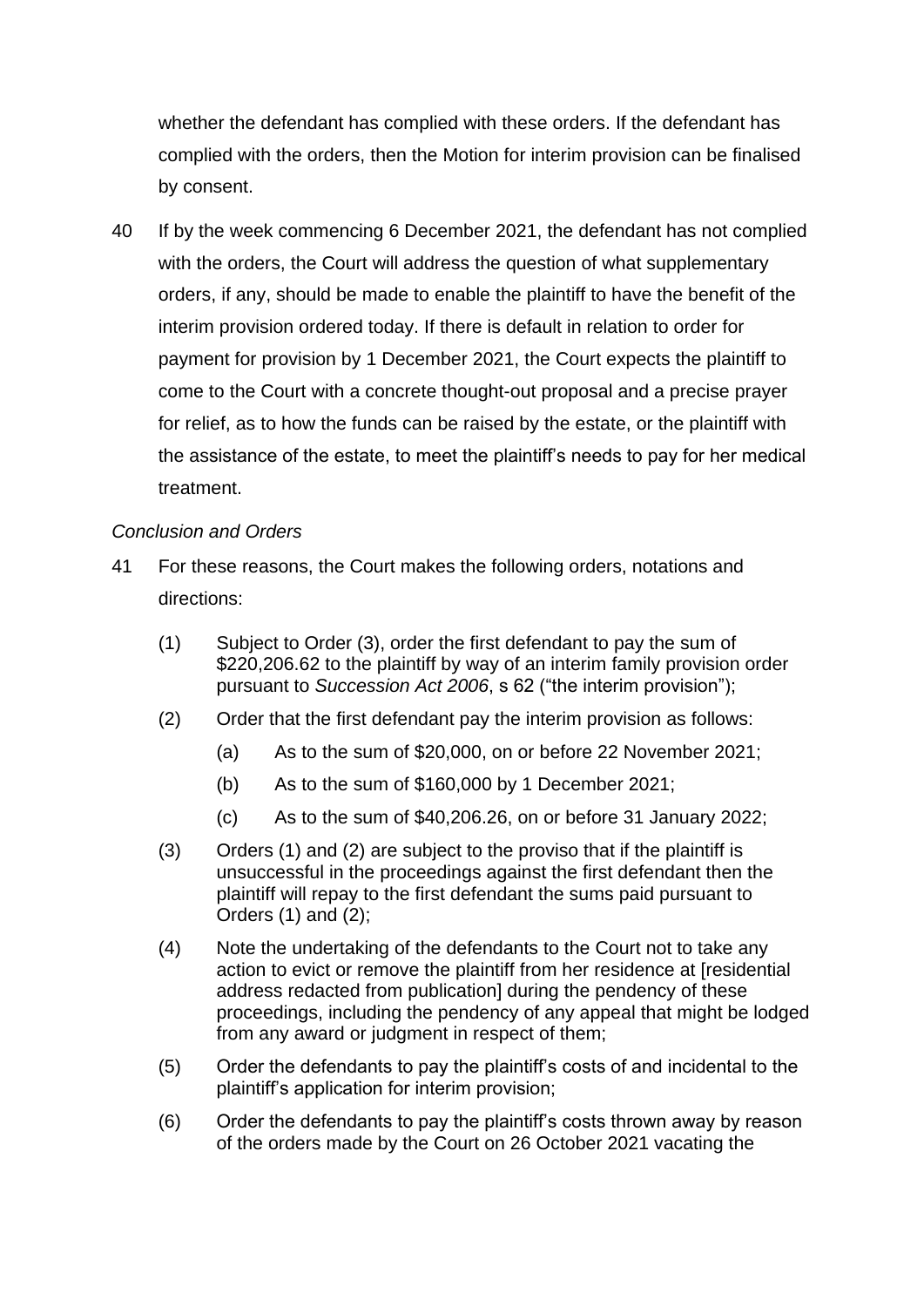whether the defendant has complied with these orders. If the defendant has complied with the orders, then the Motion for interim provision can be finalised by consent.

40 If by the week commencing 6 December 2021, the defendant has not complied with the orders, the Court will address the question of what supplementary orders, if any, should be made to enable the plaintiff to have the benefit of the interim provision ordered today. If there is default in relation to order for payment for provision by 1 December 2021, the Court expects the plaintiff to come to the Court with a concrete thought-out proposal and a precise prayer for relief, as to how the funds can be raised by the estate, or the plaintiff with the assistance of the estate, to meet the plaintiff's needs to pay for her medical treatment.

*Conclusion and Orders*

41 For these reasons, the Court makes the following orders, notations and directions:

(1) Subject to Order (3), order the first defendant to pay the sum of $220,206.62 to the plaintiff by way of an interim family provision order pursuant to *Succession Act 2006*, s 62 ("the interim provision");

(2) Order that the first defendant pay the interim provision as follows:

(a) As to the sum of $20,000, on or before 22 November 2021;

(b) As to the sum of $160,000 by 1 December 2021;

(c) As to the sum of $40,206.26, on or before 31 January 2022;

(3) Orders (1) and (2) are subject to the proviso that if the plaintiff is unsuccessful in the proceedings against the first defendant then the plaintiff will repay to the first defendant the sums paid pursuant to Orders (1) and (2);

(4) Note the undertaking of the defendants to the Court not to take any action to evict or remove the plaintiff from her residence at [residential address redacted from publication] during the pendency of these proceedings, including the pendency of any appeal that might be lodged from any award or judgment in respect of them;

(5) Order the defendants to pay the plaintiff's costs of and incidental to the plaintiff's application for interim provision;

(6) Order the defendants to pay the plaintiff's costs thrown away by reason of the orders made by the Court on 26 October 2021 vacating the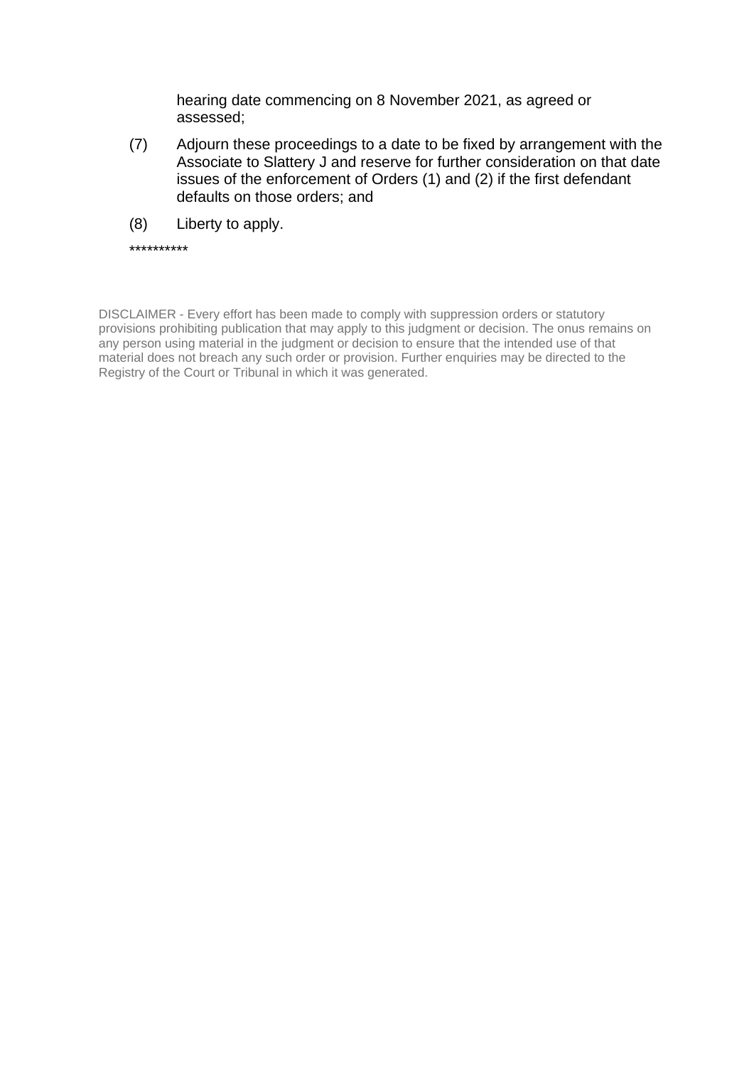hearing date commencing on 8 November 2021, as agreed or assessed;

(7) Adjourn these proceedings to a date to be fixed by arrangement with the Associate to Slattery J and reserve for further consideration on that date issues of the enforcement of Orders (1) and (2) if the first defendant defaults on those orders; and

(8) Liberty to apply.

**********

DISCLAIMER - Every effort has been made to comply with suppression orders or statutory provisions prohibiting publication that may apply to this judgment or decision. The onus remains on any person using material in the judgment or decision to ensure that the intended use of that material does not breach any such order or provision. Further enquiries may be directed to the Registry of the Court or Tribunal in which it was generated.